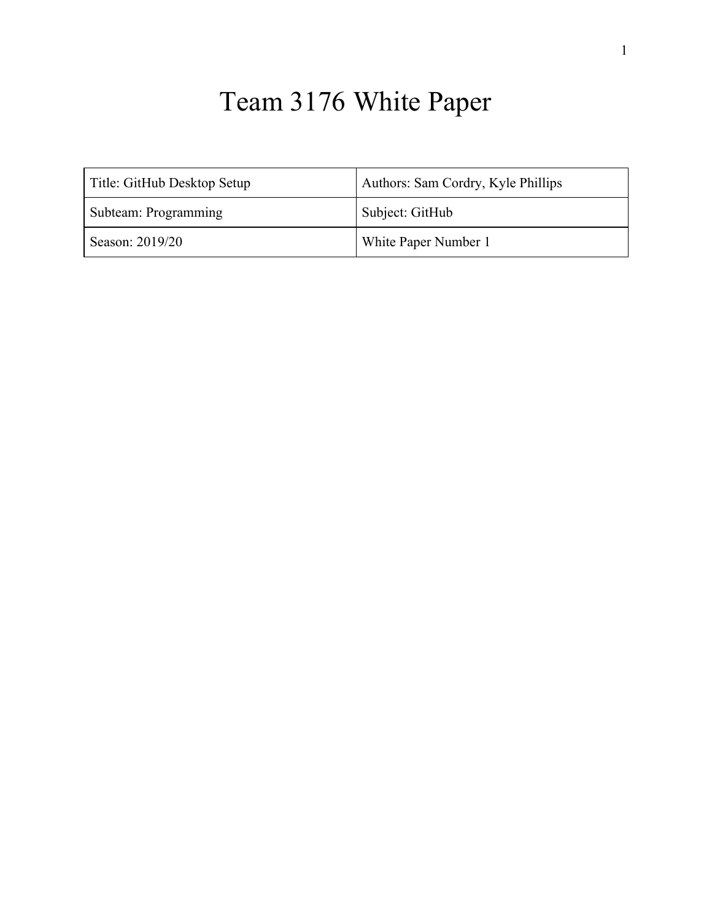# Team 3176 White Paper

| Title: GitHub Desktop Setup | Authors: Sam Cordry, Kyle Phillips |
|---|---|
| Subteam: Programming | Subject: GitHub |
| Season: 2019/20 | White Paper Number 1 |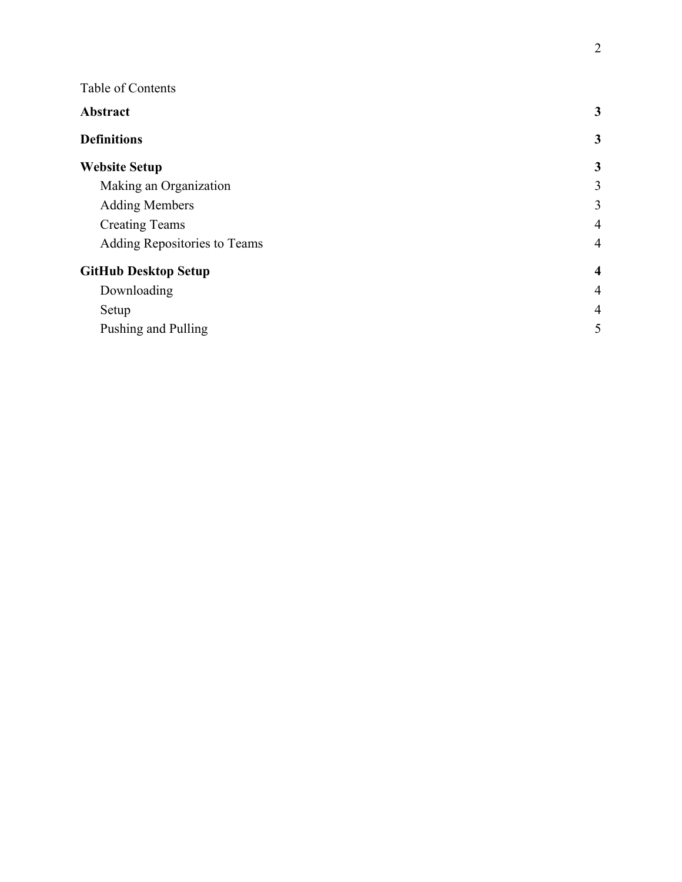Table of Contents

**Abstract** **3**

**Definitions** **3**

**Website Setup** **3**

- Making an Organization 3
- Adding Members 3
- Creating Teams 4
- Adding Repositories to Teams 4

**GitHub Desktop Setup** **4**

- Downloading 4
- Setup 4
- Pushing and Pulling 5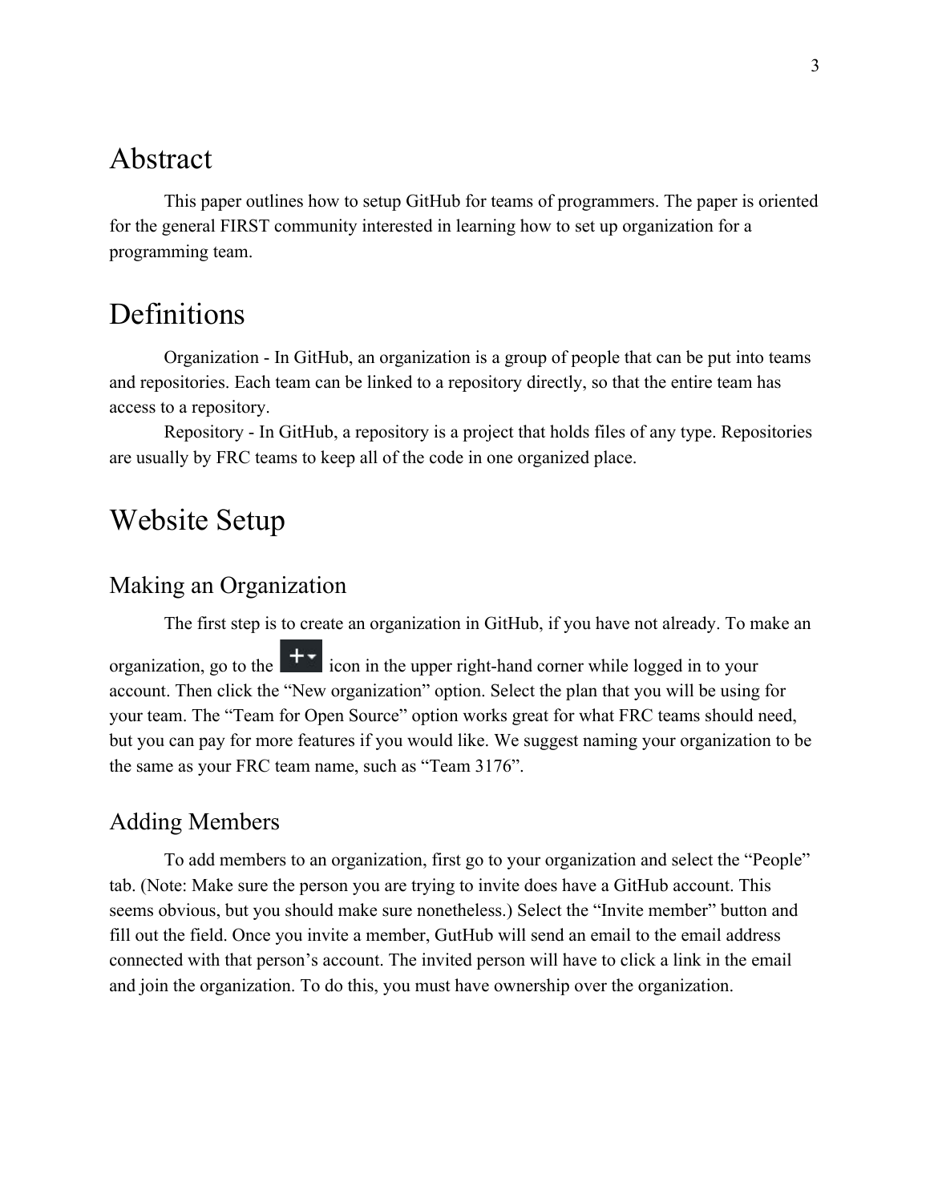# Abstract

This paper outlines how to setup GitHub for teams of programmers. The paper is oriented for the general FIRST community interested in learning how to set up organization for a programming team.

# Definitions

Organization - In GitHub, an organization is a group of people that can be put into teams and repositories. Each team can be linked to a repository directly, so that the entire team has access to a repository.

Repository - In GitHub, a repository is a project that holds files of any type. Repositories are usually by FRC teams to keep all of the code in one organized place.

# Website Setup

## Making an Organization

The first step is to create an organization in GitHub, if you have not already. To make an organization, go to the +▾ icon in the upper right-hand corner while logged in to your account. Then click the "New organization" option. Select the plan that you will be using for your team. The "Team for Open Source" option works great for what FRC teams should need, but you can pay for more features if you would like. We suggest naming your organization to be the same as your FRC team name, such as "Team 3176".

## Adding Members

To add members to an organization, first go to your organization and select the "People" tab. (Note: Make sure the person you are trying to invite does have a GitHub account. This seems obvious, but you should make sure nonetheless.) Select the "Invite member" button and fill out the field. Once you invite a member, GutHub will send an email to the email address connected with that person's account. The invited person will have to click a link in the email and join the organization. To do this, you must have ownership over the organization.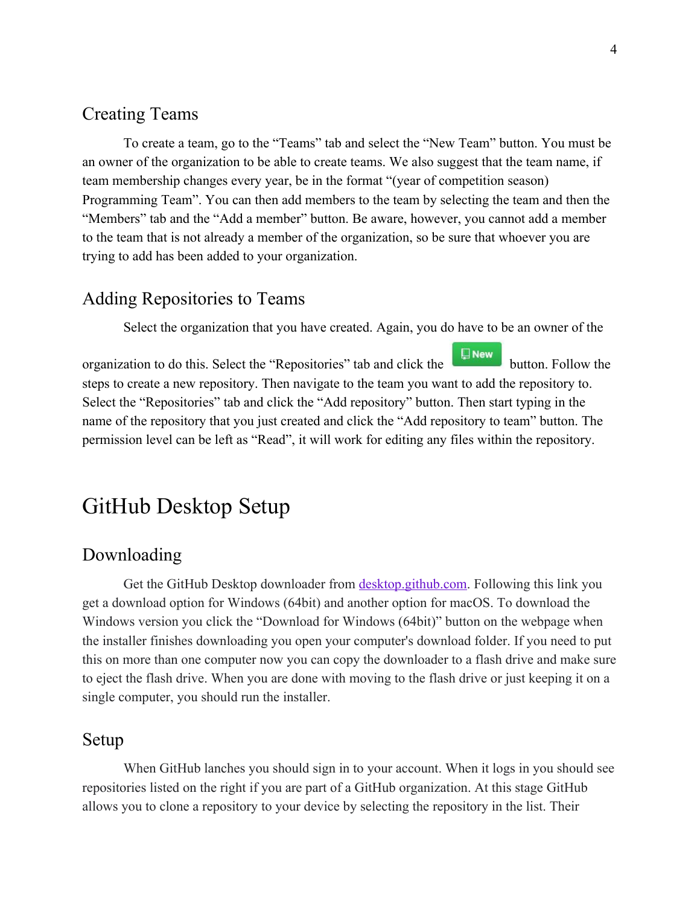## Creating Teams

To create a team, go to the "Teams" tab and select the "New Team" button. You must be an owner of the organization to be able to create teams. We also suggest that the team name, if team membership changes every year, be in the format "(year of competition season) Programming Team". You can then add members to the team by selecting the team and then the "Members" tab and the "Add a member" button. Be aware, however, you cannot add a member to the team that is not already a member of the organization, so be sure that whoever you are trying to add has been added to your organization.

## Adding Repositories to Teams

Select the organization that you have created. Again, you do have to be an owner of the organization to do this. Select the "Repositories" tab and click the New button. Follow the steps to create a new repository. Then navigate to the team you want to add the repository to. Select the "Repositories" tab and click the "Add repository" button. Then start typing in the name of the repository that you just created and click the "Add repository to team" button. The permission level can be left as "Read", it will work for editing any files within the repository.

# GitHub Desktop Setup

## Downloading

Get the GitHub Desktop downloader from [desktop.github.com](desktop.github.com). Following this link you get a download option for Windows (64bit) and another option for macOS. To download the Windows version you click the "Download for Windows (64bit)" button on the webpage when the installer finishes downloading you open your computer's download folder. If you need to put this on more than one computer now you can copy the downloader to a flash drive and make sure to eject the flash drive. When you are done with moving to the flash drive or just keeping it on a single computer, you should run the installer.

## Setup

When GitHub lanches you should sign in to your account. When it logs in you should see repositories listed on the right if you are part of a GitHub organization. At this stage GitHub allows you to clone a repository to your device by selecting the repository in the list. Their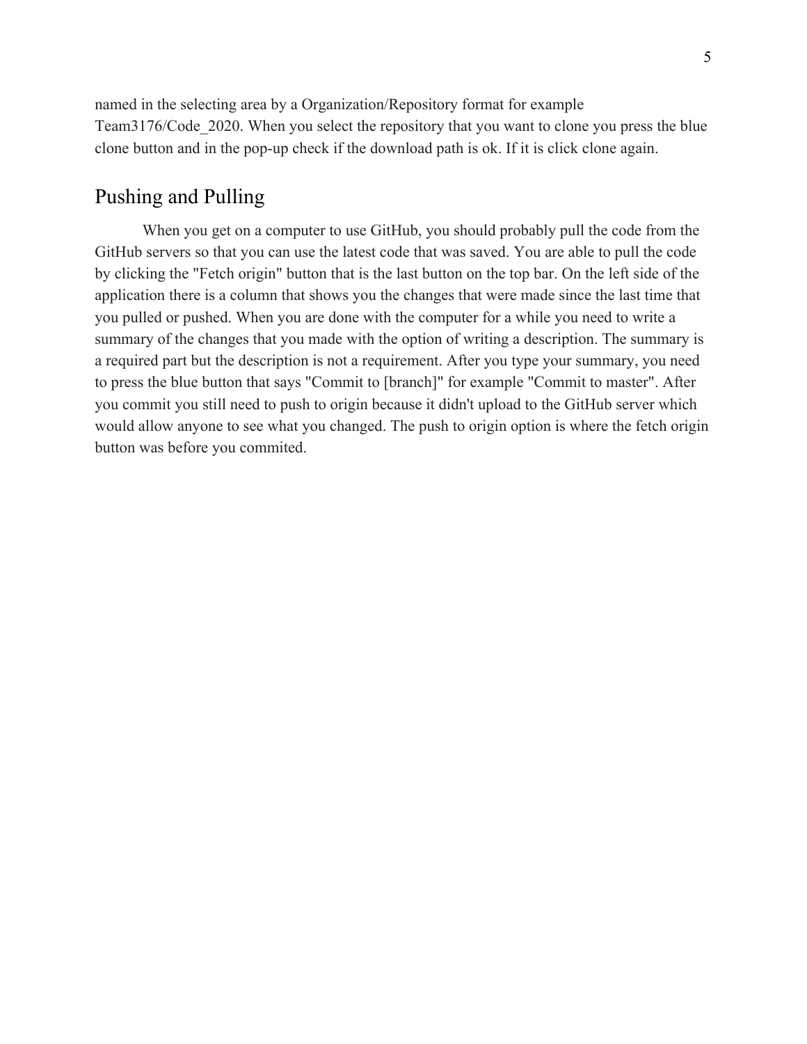named in the selecting area by a Organization/Repository format for example Team3176/Code_2020. When you select the repository that you want to clone you press the blue clone button and in the pop-up check if the download path is ok. If it is click clone again.

## Pushing and Pulling

When you get on a computer to use GitHub, you should probably pull the code from the GitHub servers so that you can use the latest code that was saved. You are able to pull the code by clicking the "Fetch origin" button that is the last button on the top bar. On the left side of the application there is a column that shows you the changes that were made since the last time that you pulled or pushed. When you are done with the computer for a while you need to write a summary of the changes that you made with the option of writing a description. The summary is a required part but the description is not a requirement. After you type your summary, you need to press the blue button that says "Commit to [branch]" for example "Commit to master". After you commit you still need to push to origin because it didn't upload to the GitHub server which would allow anyone to see what you changed. The push to origin option is where the fetch origin button was before you commited.